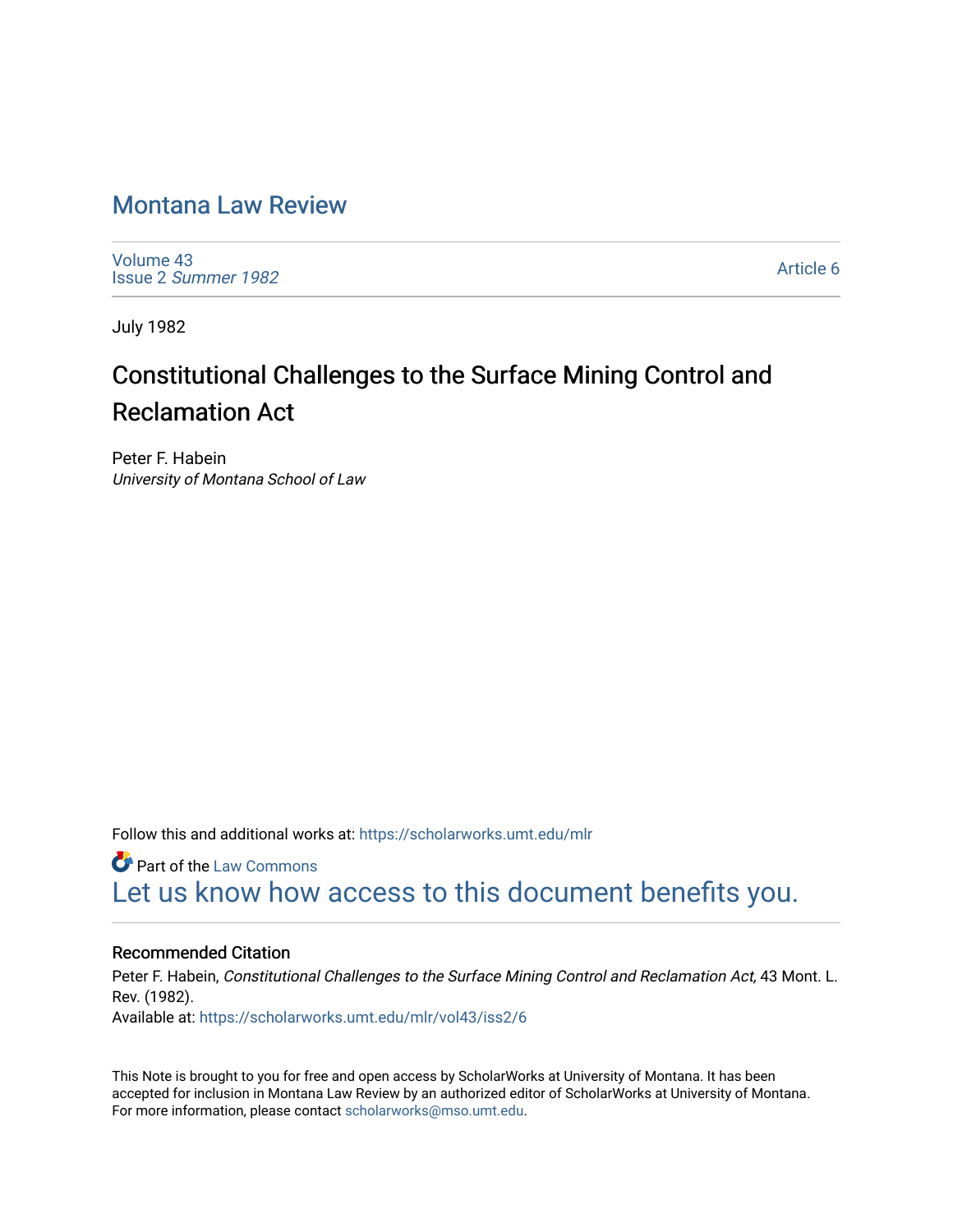# Montana Law Review

Volume 43
Issue 2 *Summer 1982*

Article 6

July 1982

## Constitutional Challenges to the Surface Mining Control and Reclamation Act

Peter F. Habein
*University of Montana School of Law*

Follow this and additional works at: https://scholarworks.umt.edu/mlr

Part of the Law Commons

Let us know how access to this document benefits you.

### Recommended Citation

Peter F. Habein, *Constitutional Challenges to the Surface Mining Control and Reclamation Act,* 43 Mont. L. Rev. (1982).
Available at: https://scholarworks.umt.edu/mlr/vol43/iss2/6

This Note is brought to you for free and open access by ScholarWorks at University of Montana. It has been accepted for inclusion in Montana Law Review by an authorized editor of ScholarWorks at University of Montana. For more information, please contact scholarworks@mso.umt.edu.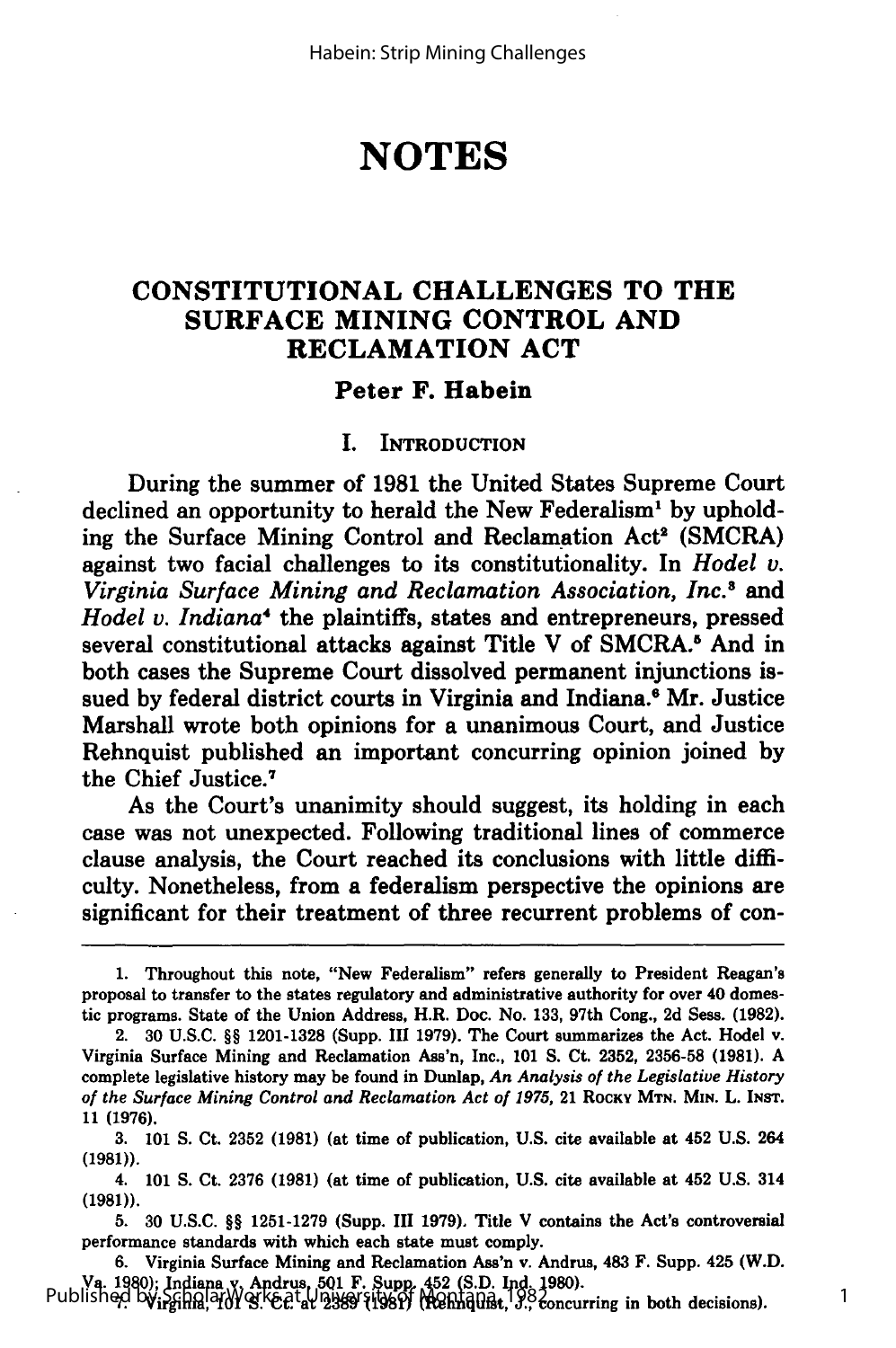# NOTES

## CONSTITUTIONAL CHALLENGES TO THE SURFACE MINING CONTROL AND RECLAMATION ACT

**Peter F. Habein**

### I. INTRODUCTION

During the summer of 1981 the United States Supreme Court declined an opportunity to herald the New Federalism[1] by upholding the Surface Mining Control and Reclamation Act[2] (SMCRA) against two facial challenges to its constitutionality. In *Hodel v. Virginia Surface Mining and Reclamation Association, Inc.*[3] and *Hodel v. Indiana*[4] the plaintiffs, states and entrepreneurs, pressed several constitutional attacks against Title V of SMCRA.[5] And in both cases the Supreme Court dissolved permanent injunctions issued by federal district courts in Virginia and Indiana.[6] Mr. Justice Marshall wrote both opinions for a unanimous Court, and Justice Rehnquist published an important concurring opinion joined by the Chief Justice.[7]

As the Court's unanimity should suggest, its holding in each case was not unexpected. Following traditional lines of commerce clause analysis, the Court reached its conclusions with little difficulty. Nonetheless, from a federalism perspective the opinions are significant for their treatment of three recurrent problems of con-

---

1. Throughout this note, "New Federalism" refers generally to President Reagan's proposal to transfer to the states regulatory and administrative authority for over 40 domestic programs. State of the Union Address, H.R. Doc. No. 133, 97th Cong., 2d Sess. (1982).

2. 30 U.S.C. §§ 1201-1328 (Supp. III 1979). The Court summarizes the Act. Hodel v. Virginia Surface Mining and Reclamation Ass'n, Inc., 101 S. Ct. 2352, 2356-58 (1981). A complete legislative history may be found in Dunlap, *An Analysis of the Legislative History of the Surface Mining Control and Reclamation Act of 1975*, 21 ROCKY MTN. MIN. L. INST. 11 (1976).

3. 101 S. Ct. 2352 (1981) (at time of publication, U.S. cite available at 452 U.S. 264 (1981)).

4. 101 S. Ct. 2376 (1981) (at time of publication, U.S. cite available at 452 U.S. 314 (1981)).

5. 30 U.S.C. §§ 1251-1279 (Supp. III 1979). Title V contains the Act's controversial performance standards with which each state must comply.

6. Virginia Surface Mining and Reclamation Ass'n v. Andrus, 483 F. Supp. 425 (W.D. Va. 1980); Indiana v. Andrus, 501 F. Supp. 452 (S.D. Ind. 1980).

7. Virginia, 101 S. Ct. at 2389 (1981) (Rehnquist, J., concurring in both decisions).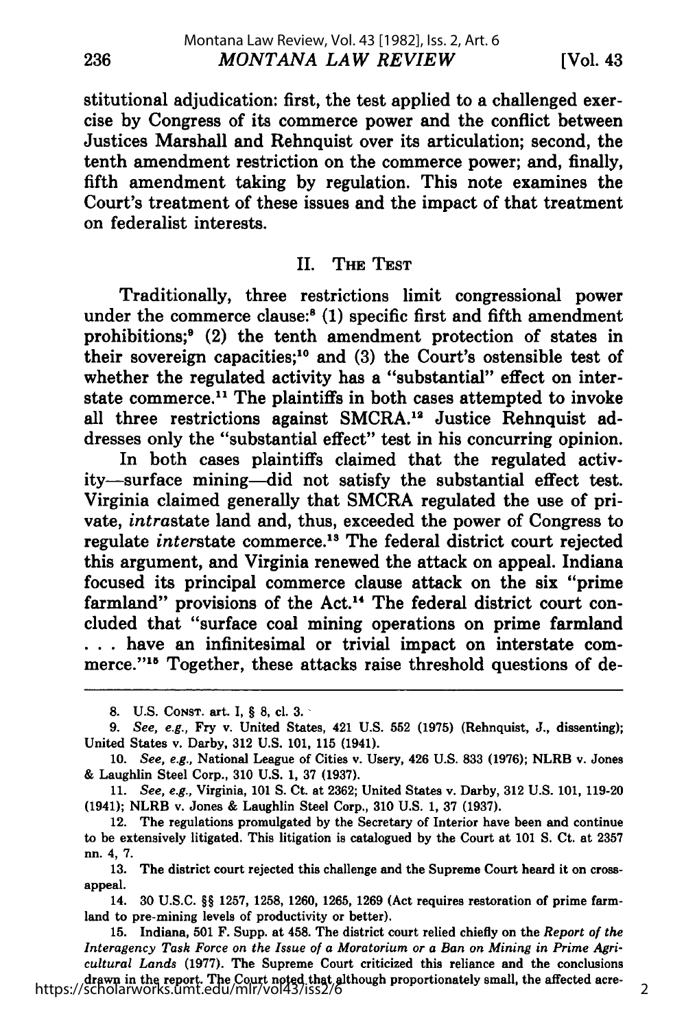stitutional adjudication: first, the test applied to a challenged exercise by Congress of its commerce power and the conflict between Justices Marshall and Rehnquist over its articulation; second, the tenth amendment restriction on the commerce power; and, finally, fifth amendment taking by regulation. This note examines the Court's treatment of these issues and the impact of that treatment on federalist interests.

## II. The Test

Traditionally, three restrictions limit congressional power under the commerce clause:[8] (1) specific first and fifth amendment prohibitions;[9] (2) the tenth amendment protection of states in their sovereign capacities;[10] and (3) the Court's ostensible test of whether the regulated activity has a "substantial" effect on interstate commerce.[11] The plaintiffs in both cases attempted to invoke all three restrictions against SMCRA.[12] Justice Rehnquist addresses only the "substantial effect" test in his concurring opinion.

In both cases plaintiffs claimed that the regulated activity—surface mining—did not satisfy the substantial effect test. Virginia claimed generally that SMCRA regulated the use of private, *intra*state land and, thus, exceeded the power of Congress to regulate *inter*state commerce.[13] The federal district court rejected this argument, and Virginia renewed the attack on appeal. Indiana focused its principal commerce clause attack on the six "prime farmland" provisions of the Act.[14] The federal district court concluded that "surface coal mining operations on prime farmland . . . have an infinitesimal or trivial impact on interstate commerce."[15] Together, these attacks raise threshold questions of de-

---

8. U.S. Const. art. I, § 8, cl. 3.

9. *See, e.g.*, Fry v. United States, 421 U.S. 552 (1975) (Rehnquist, J., dissenting); United States v. Darby, 312 U.S. 101, 115 (1941).

10. *See, e.g.*, National League of Cities v. Usery, 426 U.S. 833 (1976); NLRB v. Jones & Laughlin Steel Corp., 310 U.S. 1, 37 (1937).

11. *See, e.g.*, Virginia, 101 S. Ct. at 2362; United States v. Darby, 312 U.S. 101, 119-20 (1941); NLRB v. Jones & Laughlin Steel Corp., 310 U.S. 1, 37 (1937).

12. The regulations promulgated by the Secretary of Interior have been and continue to be extensively litigated. This litigation is catalogued by the Court at 101 S. Ct. at 2357 nn. 4, 7.

13. The district court rejected this challenge and the Supreme Court heard it on cross-appeal.

14. 30 U.S.C. §§ 1257, 1258, 1260, 1265, 1269 (Act requires restoration of prime farmland to pre-mining levels of productivity or better).

15. Indiana, 501 F. Supp. at 458. The district court relied chiefly on the *Report of the Interagency Task Force on the Issue of a Moratorium or a Ban on Mining in Prime Agricultural Lands* (1977). The Supreme Court criticized this reliance and the conclusions drawn in the report. The Court noted that although proportionately small, the affected acre-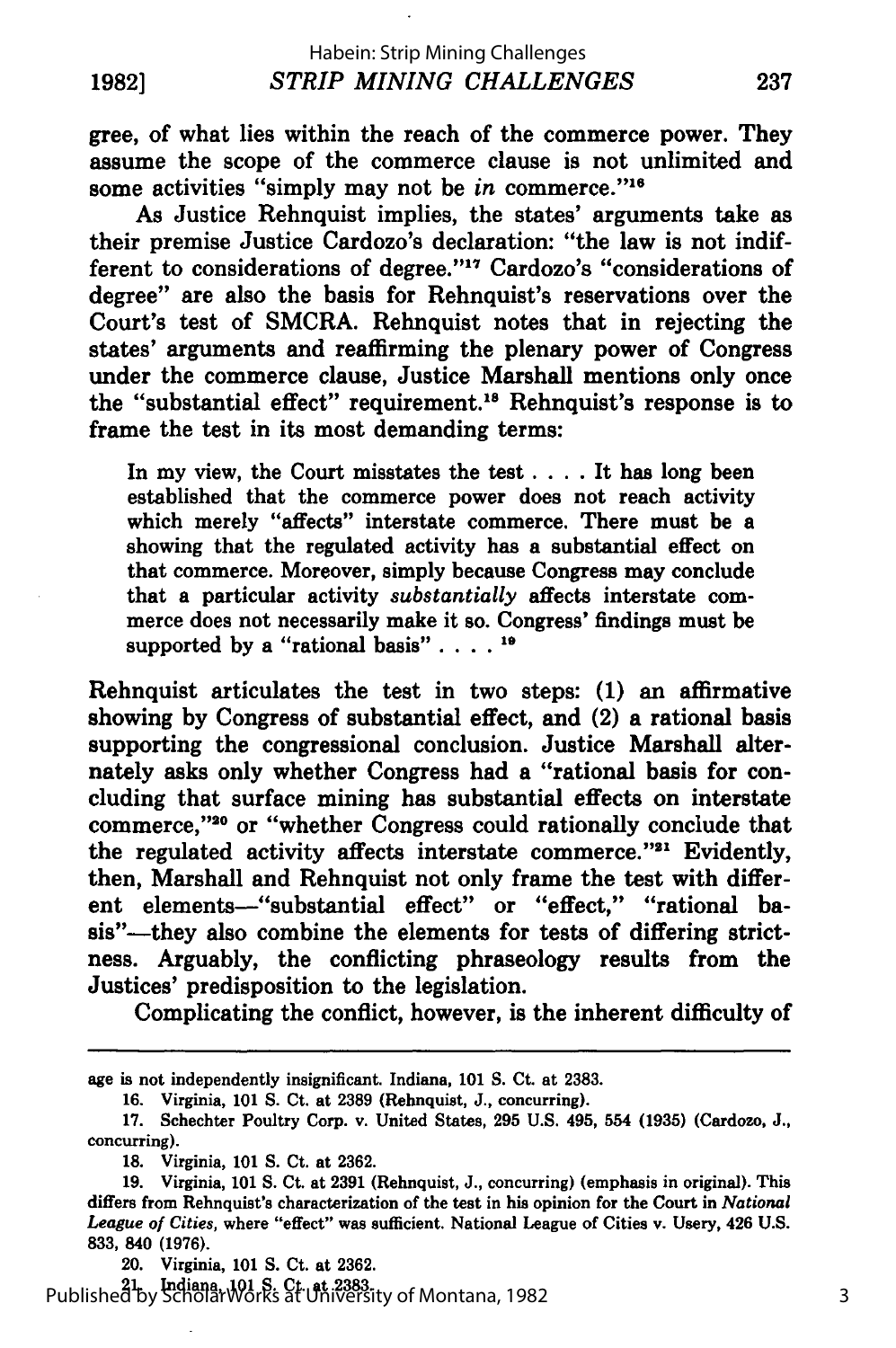gree, of what lies within the reach of the commerce power. They assume the scope of the commerce clause is not unlimited and some activities "simply may not be *in* commerce."[16]

As Justice Rehnquist implies, the states' arguments take as their premise Justice Cardozo's declaration: "the law is not indifferent to considerations of degree."[17] Cardozo's "considerations of degree" are also the basis for Rehnquist's reservations over the Court's test of SMCRA. Rehnquist notes that in rejecting the states' arguments and reaffirming the plenary power of Congress under the commerce clause, Justice Marshall mentions only once the "substantial effect" requirement.[18] Rehnquist's response is to frame the test in its most demanding terms:

> In my view, the Court misstates the test . . . . It has long been established that the commerce power does not reach activity which merely "affects" interstate commerce. There must be a showing that the regulated activity has a substantial effect on that commerce. Moreover, simply because Congress may conclude that a particular activity *substantially* affects interstate commerce does not necessarily make it so. Congress' findings must be supported by a "rational basis" . . . . [19]

Rehnquist articulates the test in two steps: (1) an affirmative showing by Congress of substantial effect, and (2) a rational basis supporting the congressional conclusion. Justice Marshall alternately asks only whether Congress had a "rational basis for concluding that surface mining has substantial effects on interstate commerce,"[20] or "whether Congress could rationally conclude that the regulated activity affects interstate commerce."[21] Evidently, then, Marshall and Rehnquist not only frame the test with different elements—"substantial effect" or "effect," "rational basis"—they also combine the elements for tests of differing strictness. Arguably, the conflicting phraseology results from the Justices' predisposition to the legislation.

Complicating the conflict, however, is the inherent difficulty of

---

age is not independently insignificant. Indiana, 101 S. Ct. at 2383.

16. Virginia, 101 S. Ct. at 2389 (Rehnquist, J., concurring).

17. Schechter Poultry Corp. v. United States, 295 U.S. 495, 554 (1935) (Cardozo, J., concurring).

18. Virginia, 101 S. Ct. at 2362.

19. Virginia, 101 S. Ct. at 2391 (Rehnquist, J., concurring) (emphasis in original). This differs from Rehnquist's characterization of the test in his opinion for the Court in *National League of Cities*, where "effect" was sufficient. National League of Cities v. Usery, 426 U.S. 833, 840 (1976).

20. Virginia, 101 S. Ct. at 2362.

21. Indiana, 101 S. Ct. at 2383.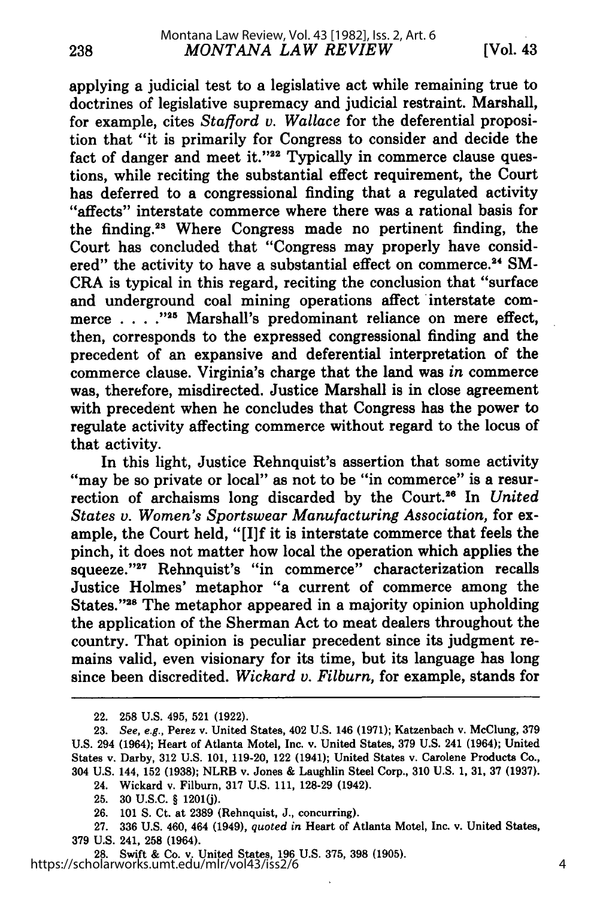applying a judicial test to a legislative act while remaining true to doctrines of legislative supremacy and judicial restraint. Marshall, for example, cites *Stafford v. Wallace* for the deferential proposition that "it is primarily for Congress to consider and decide the fact of danger and meet it."[22] Typically in commerce clause questions, while reciting the substantial effect requirement, the Court has deferred to a congressional finding that a regulated activity "affects" interstate commerce where there was a rational basis for the finding.[23] Where Congress made no pertinent finding, the Court has concluded that "Congress may properly have considered" the activity to have a substantial effect on commerce.[24] SMCRA is typical in this regard, reciting the conclusion that "surface and underground coal mining operations affect interstate commerce . . . ."[25] Marshall's predominant reliance on mere effect, then, corresponds to the expressed congressional finding and the precedent of an expansive and deferential interpretation of the commerce clause. Virginia's charge that the land was *in* commerce was, therefore, misdirected. Justice Marshall is in close agreement with precedent when he concludes that Congress has the power to regulate activity affecting commerce without regard to the locus of that activity.

In this light, Justice Rehnquist's assertion that some activity "may be so private or local" as not to be "in commerce" is a resurrection of archaisms long discarded by the Court.[26] In *United States v. Women's Sportswear Manufacturing Association*, for example, the Court held, "[I]f it is interstate commerce that feels the pinch, it does not matter how local the operation which applies the squeeze."[27] Rehnquist's "in commerce" characterization recalls Justice Holmes' metaphor "a current of commerce among the States."[28] The metaphor appeared in a majority opinion upholding the application of the Sherman Act to meat dealers throughout the country. That opinion is peculiar precedent since its judgment remains valid, even visionary for its time, but its language has long since been discredited. *Wickard v. Filburn*, for example, stands for

---

22. 258 U.S. 495, 521 (1922).

23. *See, e.g.*, Perez v. United States, 402 U.S. 146 (1971); Katzenbach v. McClung, 379 U.S. 294 (1964); Heart of Atlanta Motel, Inc. v. United States, 379 U.S. 241 (1964); United States v. Darby, 312 U.S. 101, 119-20, 122 (1941); United States v. Carolene Products Co., 304 U.S. 144, 152 (1938); NLRB v. Jones & Laughlin Steel Corp., 310 U.S. 1, 31, 37 (1937).

24. Wickard v. Filburn, 317 U.S. 111, 128-29 (1942).

25. 30 U.S.C. § 1201(j).

26. 101 S. Ct. at 2389 (Rehnquist, J., concurring).

27. 336 U.S. 460, 464 (1949), *quoted in* Heart of Atlanta Motel, Inc. v. United States, 379 U.S. 241, 258 (1964).

28. Swift & Co. v. United States, 196 U.S. 375, 398 (1905).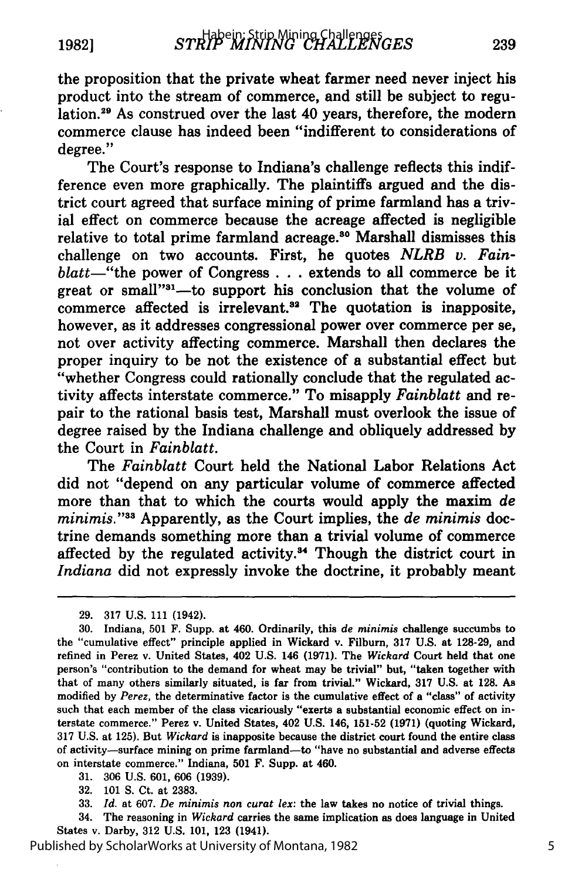the proposition that the private wheat farmer need never inject his product into the stream of commerce, and still be subject to regulation.[29] As construed over the last 40 years, therefore, the modern commerce clause has indeed been "indifferent to considerations of degree."

The Court's response to Indiana's challenge reflects this indifference even more graphically. The plaintiffs argued and the district court agreed that surface mining of prime farmland has a trivial effect on commerce because the acreage affected is negligible relative to total prime farmland acreage.[30] Marshall dismisses this challenge on two accounts. First, he quotes *NLRB v. Fainblatt*—"the power of Congress . . . extends to all commerce be it great or small"[31]—to support his conclusion that the volume of commerce affected is irrelevant.[32] The quotation is inapposite, however, as it addresses congressional power over commerce per se, not over activity affecting commerce. Marshall then declares the proper inquiry to be not the existence of a substantial effect but "whether Congress could rationally conclude that the regulated activity affects interstate commerce." To misapply *Fainblatt* and repair to the rational basis test, Marshall must overlook the issue of degree raised by the Indiana challenge and obliquely addressed by the Court in *Fainblatt*.

The *Fainblatt* Court held the National Labor Relations Act did not "depend on any particular volume of commerce affected more than that to which the courts would apply the maxim *de minimis*."[33] Apparently, as the Court implies, the *de minimis* doctrine demands something more than a trivial volume of commerce affected by the regulated activity.[34] Though the district court in *Indiana* did not expressly invoke the doctrine, it probably meant

---

29. 317 U.S. 111 (1942).

30. Indiana, 501 F. Supp. at 460. Ordinarily, this *de minimis* challenge succumbs to the "cumulative effect" principle applied in Wickard v. Filburn, 317 U.S. at 128-29, and refined in Perez v. United States, 402 U.S. 146 (1971). The *Wickard* Court held that one person's "contribution to the demand for wheat may be trivial" but, "taken together with that of many others similarly situated, is far from trivial." Wickard, 317 U.S. at 128. As modified by *Perez*, the determinative factor is the cumulative effect of a "class" of activity such that each member of the class vicariously "exerts a substantial economic effect on interstate commerce." Perez v. United States, 402 U.S. 146, 151-52 (1971) (quoting Wickard, 317 U.S. at 125). But *Wickard* is inapposite because the district court found the entire class of activity—surface mining on prime farmland—to "have no substantial and adverse effects on interstate commerce." Indiana, 501 F. Supp. at 460.

31. 306 U.S. 601, 606 (1939).

32. 101 S. Ct. at 2383.

33. *Id.* at 607. *De minimis non curat lex*: the law takes no notice of trivial things.

34. The reasoning in *Wickard* carries the same implication as does language in United States v. Darby, 312 U.S. 101, 123 (1941).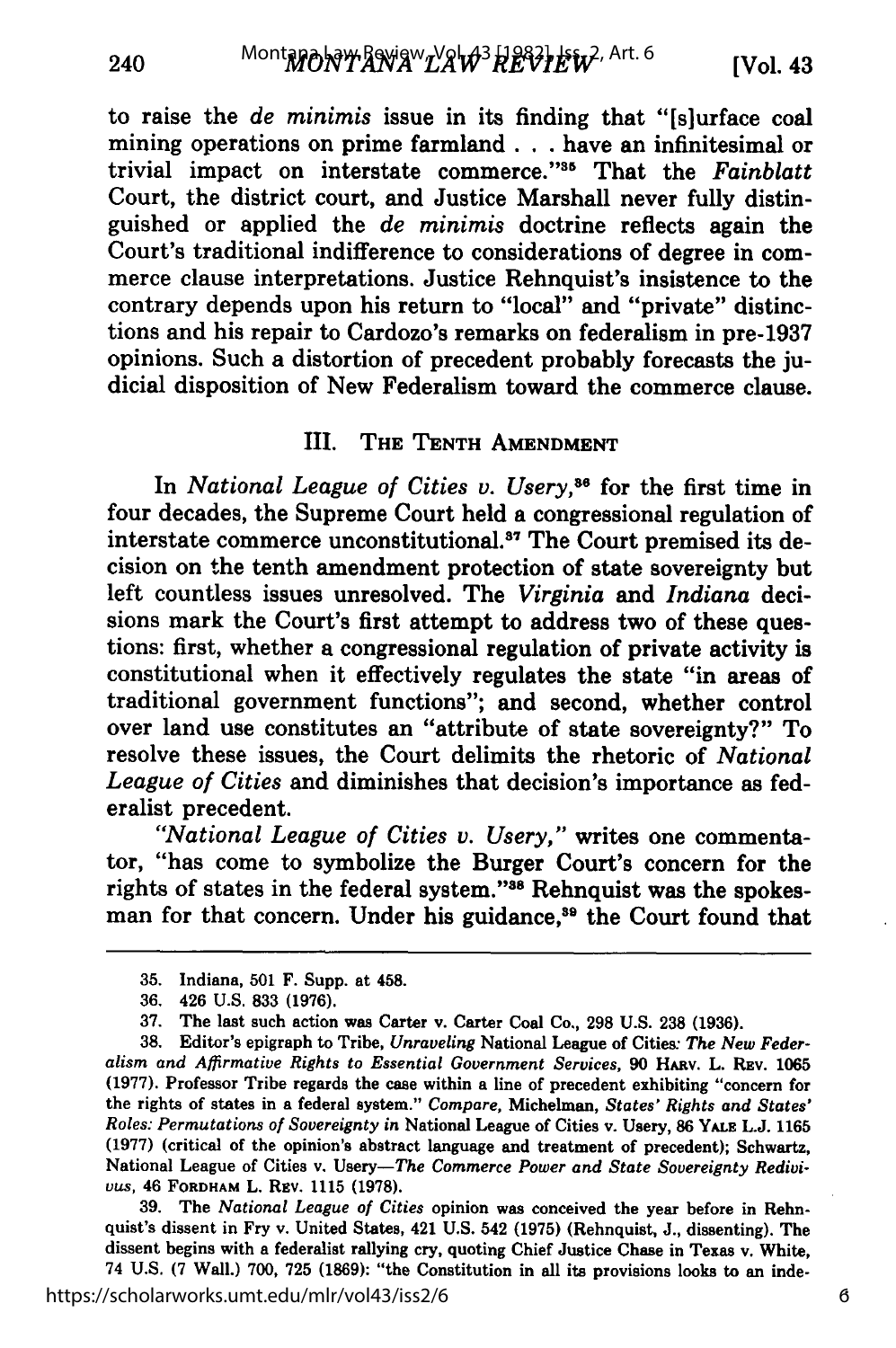to raise the *de minimis* issue in its finding that "[s]urface coal mining operations on prime farmland . . . have an infinitesimal or trivial impact on interstate commerce."[35] That the *Fainblatt* Court, the district court, and Justice Marshall never fully distinguished or applied the *de minimis* doctrine reflects again the Court's traditional indifference to considerations of degree in commerce clause interpretations. Justice Rehnquist's insistence to the contrary depends upon his return to "local" and "private" distinctions and his repair to Cardozo's remarks on federalism in pre-1937 opinions. Such a distortion of precedent probably forecasts the judicial disposition of New Federalism toward the commerce clause.

## III. THE TENTH AMENDMENT

In *National League of Cities v. Usery*,[36] for the first time in four decades, the Supreme Court held a congressional regulation of interstate commerce unconstitutional.[37] The Court premised its decision on the tenth amendment protection of state sovereignty but left countless issues unresolved. The *Virginia* and *Indiana* decisions mark the Court's first attempt to address two of these questions: first, whether a congressional regulation of private activity is constitutional when it effectively regulates the state "in areas of traditional government functions"; and second, whether control over land use constitutes an "attribute of state sovereignty?" To resolve these issues, the Court delimits the rhetoric of *National League of Cities* and diminishes that decision's importance as federalist precedent.

*"National League of Cities v. Usery,"* writes one commentator, "has come to symbolize the Burger Court's concern for the rights of states in the federal system."[38] Rehnquist was the spokesman for that concern. Under his guidance,[39] the Court found that

---

35. Indiana, 501 F. Supp. at 458.

36. 426 U.S. 833 (1976).

37. The last such action was Carter v. Carter Coal Co., 298 U.S. 238 (1936).

38. Editor's epigraph to Tribe, *Unraveling* National League of Cities*: The New Federalism and Affirmative Rights to Essential Government Services*, 90 HARV. L. REV. 1065 (1977). Professor Tribe regards the case within a line of precedent exhibiting "concern for the rights of states in a federal system." *Compare*, Michelman, *States' Rights and States' Roles: Permutations of Sovereignty in* National League of Cities v. Usery, 86 YALE L.J. 1165 (1977) (critical of the opinion's abstract language and treatment of precedent); Schwartz, National League of Cities v. Usery—*The Commerce Power and State Sovereignty Redivivus*, 46 FORDHAM L. REV. 1115 (1978).

39. The *National League of Cities* opinion was conceived the year before in Rehnquist's dissent in Fry v. United States, 421 U.S. 542 (1975) (Rehnquist, J., dissenting). The dissent begins with a federalist rallying cry, quoting Chief Justice Chase in Texas v. White, 74 U.S. (7 Wall.) 700, 725 (1869): "the Constitution in all its provisions looks to an inde-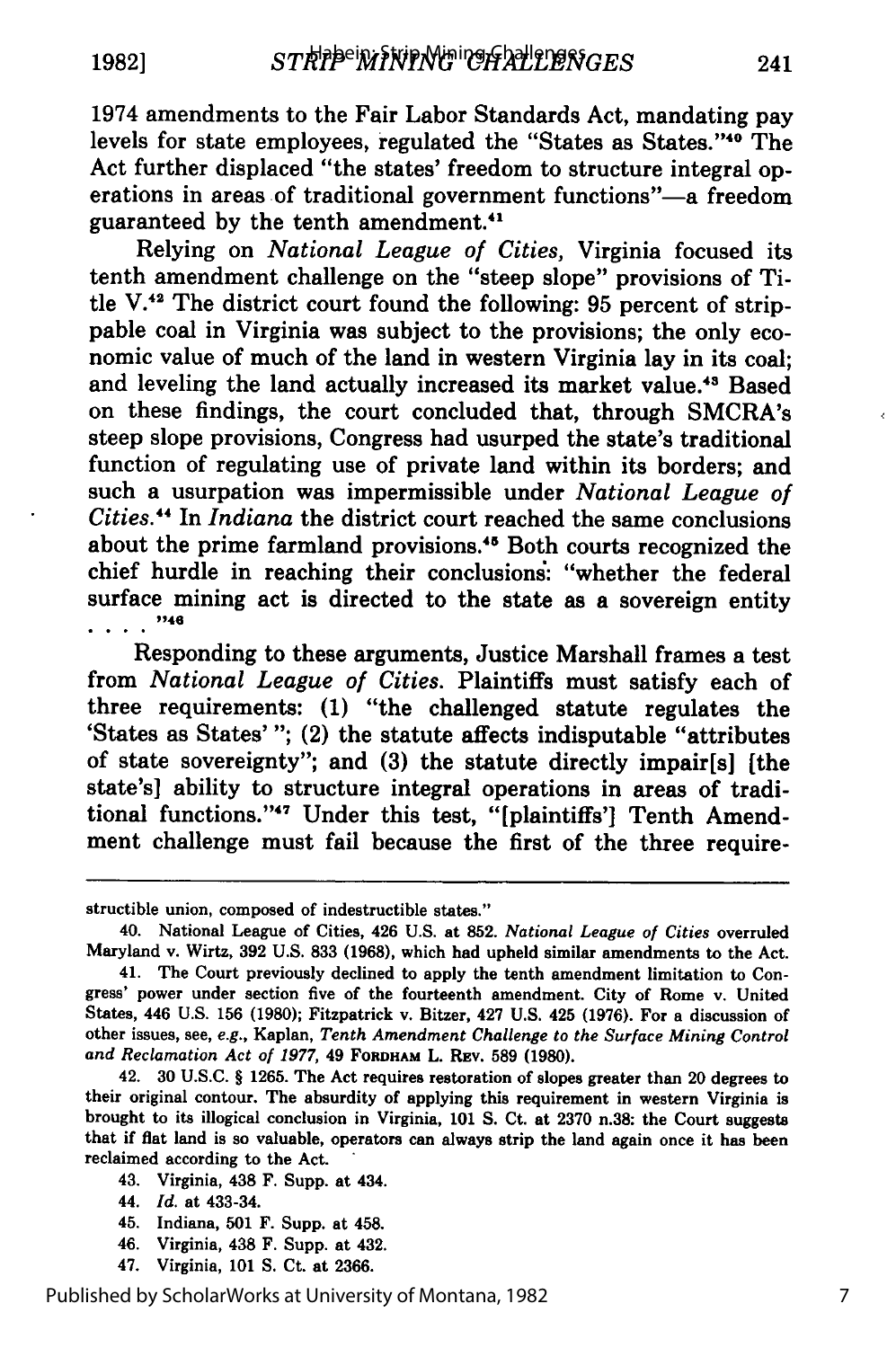1974 amendments to the Fair Labor Standards Act, mandating pay levels for state employees, regulated the "States as States."[40] The Act further displaced "the states' freedom to structure integral operations in areas of traditional government functions"—a freedom guaranteed by the tenth amendment.[41]

Relying on *National League of Cities*, Virginia focused its tenth amendment challenge on the "steep slope" provisions of Title V.[42] The district court found the following: 95 percent of strippable coal in Virginia was subject to the provisions; the only economic value of much of the land in western Virginia lay in its coal; and leveling the land actually increased its market value.[43] Based on these findings, the court concluded that, through SMCRA's steep slope provisions, Congress had usurped the state's traditional function of regulating use of private land within its borders; and such a usurpation was impermissible under *National League of Cities*.[44] In *Indiana* the district court reached the same conclusions about the prime farmland provisions.[45] Both courts recognized the chief hurdle in reaching their conclusions: "whether the federal surface mining act is directed to the state as a sovereign entity . . . ."[46]

Responding to these arguments, Justice Marshall frames a test from *National League of Cities*. Plaintiffs must satisfy each of three requirements: (1) "the challenged statute regulates the 'States as States' "; (2) the statute affects indisputable "attributes of state sovereignty"; and (3) the statute directly impair[s] [the state's] ability to structure integral operations in areas of traditional functions."[47] Under this test, "[plaintiffs'] Tenth Amendment challenge must fail because the first of the three require-

---

structible union, composed of indestructible states."

40. National League of Cities, 426 U.S. at 852. *National League of Cities* overruled Maryland v. Wirtz, 392 U.S. 833 (1968), which had upheld similar amendments to the Act.

41. The Court previously declined to apply the tenth amendment limitation to Congress' power under section five of the fourteenth amendment. City of Rome v. United States, 446 U.S. 156 (1980); Fitzpatrick v. Bitzer, 427 U.S. 425 (1976). For a discussion of other issues, see, *e.g.*, Kaplan, *Tenth Amendment Challenge to the Surface Mining Control and Reclamation Act of 1977*, 49 FORDHAM L. REV. 589 (1980).

42. 30 U.S.C. § 1265. The Act requires restoration of slopes greater than 20 degrees to their original contour. The absurdity of applying this requirement in western Virginia is brought to its illogical conclusion in Virginia, 101 S. Ct. at 2370 n.38: the Court suggests that if flat land is so valuable, operators can always strip the land again once it has been reclaimed according to the Act.

43. Virginia, 438 F. Supp. at 434.

44. *Id.* at 433-34.

45. Indiana, 501 F. Supp. at 458.

46. Virginia, 438 F. Supp. at 432.

47. Virginia, 101 S. Ct. at 2366.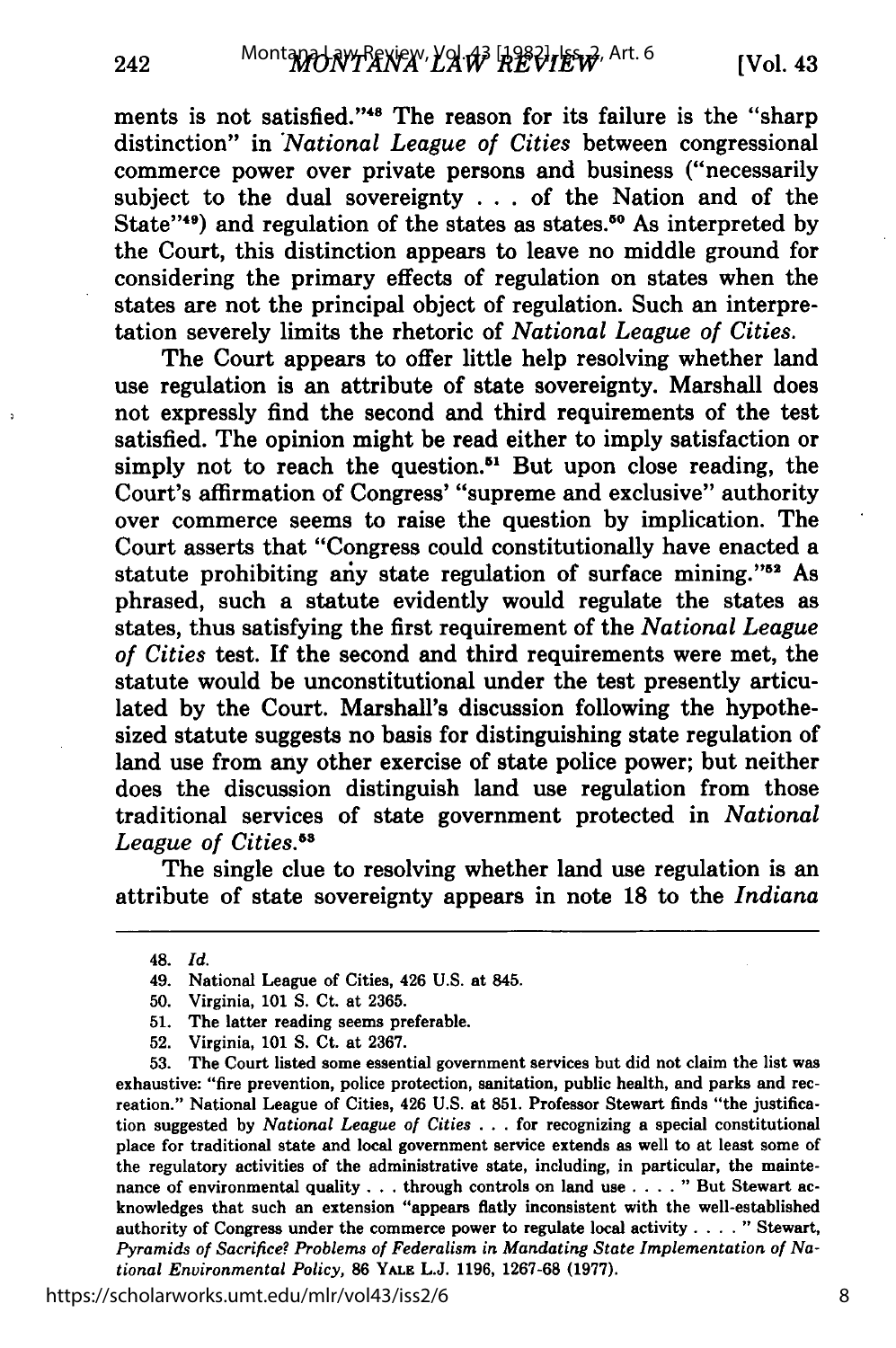ments is not satisfied."[48] The reason for its failure is the "sharp distinction" in *National League of Cities* between congressional commerce power over private persons and business ("necessarily subject to the dual sovereignty . . . of the Nation and of the State"[49]) and regulation of the states as states.[50] As interpreted by the Court, this distinction appears to leave no middle ground for considering the primary effects of regulation on states when the states are not the principal object of regulation. Such an interpretation severely limits the rhetoric of *National League of Cities.*

The Court appears to offer little help resolving whether land use regulation is an attribute of state sovereignty. Marshall does not expressly find the second and third requirements of the test satisfied. The opinion might be read either to imply satisfaction or simply not to reach the question.[51] But upon close reading, the Court's affirmation of Congress' "supreme and exclusive" authority over commerce seems to raise the question by implication. The Court asserts that "Congress could constitutionally have enacted a statute prohibiting any state regulation of surface mining."[52] As phrased, such a statute evidently would regulate the states as states, thus satisfying the first requirement of the *National League of Cities* test. If the second and third requirements were met, the statute would be unconstitutional under the test presently articulated by the Court. Marshall's discussion following the hypothesized statute suggests no basis for distinguishing state regulation of land use from any other exercise of state police power; but neither does the discussion distinguish land use regulation from those traditional services of state government protected in *National League of Cities.*[53]

The single clue to resolving whether land use regulation is an attribute of state sovereignty appears in note 18 to the *Indiana*

---

48. *Id.*

49. National League of Cities, 426 U.S. at 845.

50. Virginia, 101 S. Ct. at 2365.

51. The latter reading seems preferable.

52. Virginia, 101 S. Ct. at 2367.

53. The Court listed some essential government services but did not claim the list was exhaustive: "fire prevention, police protection, sanitation, public health, and parks and recreation." National League of Cities, 426 U.S. at 851. Professor Stewart finds "the justification suggested by *National League of Cities* . . . for recognizing a special constitutional place for traditional state and local government service extends as well to at least some of the regulatory activities of the administrative state, including, in particular, the maintenance of environmental quality . . . through controls on land use . . . ." But Stewart acknowledges that such an extension "appears flatly inconsistent with the well-established authority of Congress under the commerce power to regulate local activity . . . ." Stewart, *Pyramids of Sacrifice? Problems of Federalism in Mandating State Implementation of National Environmental Policy,* 86 YALE L.J. 1196, 1267-68 (1977).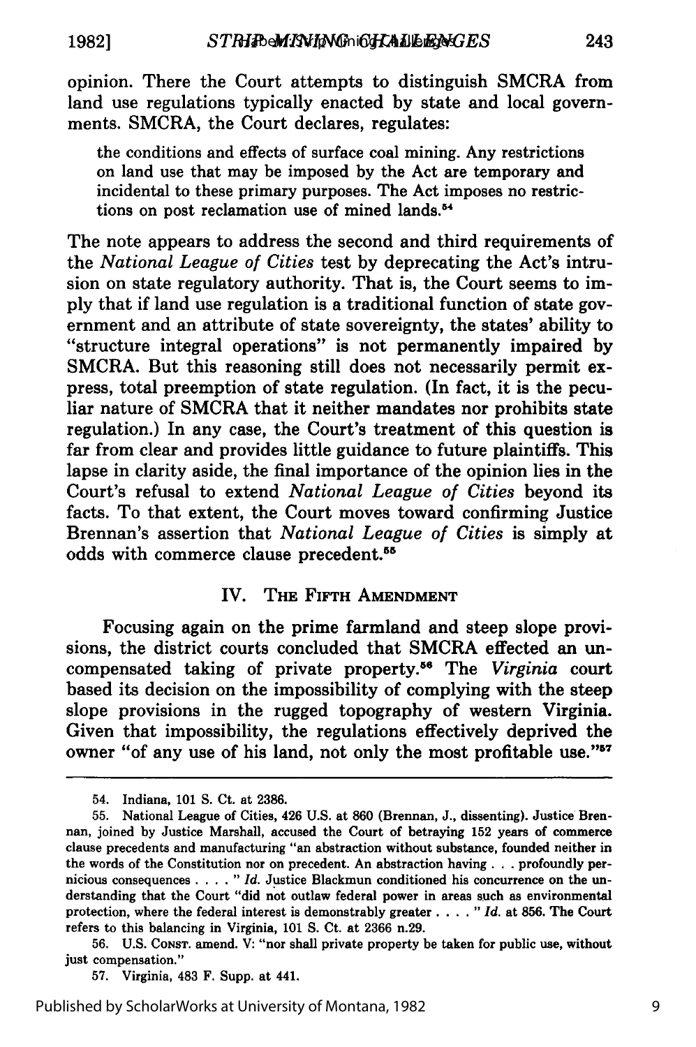opinion. There the Court attempts to distinguish SMCRA from land use regulations typically enacted by state and local governments. SMCRA, the Court declares, regulates:

> the conditions and effects of surface coal mining. Any restrictions on land use that may be imposed by the Act are temporary and incidental to these primary purposes. The Act imposes no restrictions on post reclamation use of mined lands.[54]

The note appears to address the second and third requirements of the *National League of Cities* test by deprecating the Act's intrusion on state regulatory authority. That is, the Court seems to imply that if land use regulation is a traditional function of state government and an attribute of state sovereignty, the states' ability to "structure integral operations" is not permanently impaired by SMCRA. But this reasoning still does not necessarily permit express, total preemption of state regulation. (In fact, it is the peculiar nature of SMCRA that it neither mandates nor prohibits state regulation.) In any case, the Court's treatment of this question is far from clear and provides little guidance to future plaintiffs. This lapse in clarity aside, the final importance of the opinion lies in the Court's refusal to extend *National League of Cities* beyond its facts. To that extent, the Court moves toward confirming Justice Brennan's assertion that *National League of Cities* is simply at odds with commerce clause precedent.[55]

## IV. The Fifth Amendment

Focusing again on the prime farmland and steep slope provisions, the district courts concluded that SMCRA effected an uncompensated taking of private property.[56] The *Virginia* court based its decision on the impossibility of complying with the steep slope provisions in the rugged topography of western Virginia. Given that impossibility, the regulations effectively deprived the owner "of any use of his land, not only the most profitable use."[57]

---

54. Indiana, 101 S. Ct. at 2386.

55. National League of Cities, 426 U.S. at 860 (Brennan, J., dissenting). Justice Brennan, joined by Justice Marshall, accused the Court of betraying 152 years of commerce clause precedents and manufacturing "an abstraction without substance, founded neither in the words of the Constitution nor on precedent. An abstraction having . . . profoundly pernicious consequences . . . ." *Id.* Justice Blackmun conditioned his concurrence on the understanding that the Court "did not outlaw federal power in areas such as environmental protection, where the federal interest is demonstrably greater . . . ." *Id.* at 856. The Court refers to this balancing in Virginia, 101 S. Ct. at 2366 n.29.

56. U.S. Const. amend. V: "nor shall private property be taken for public use, without just compensation."

57. Virginia, 483 F. Supp. at 441.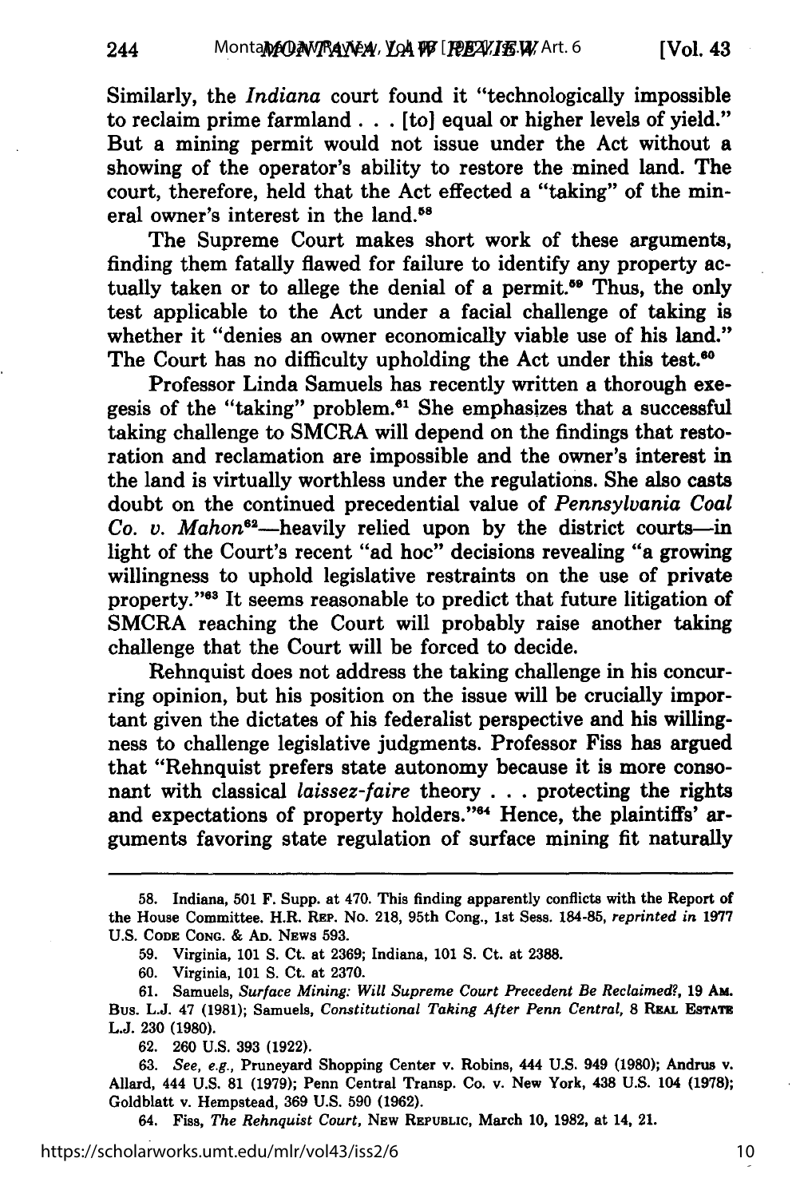Similarly, the *Indiana* court found it "technologically impossible to reclaim prime farmland . . . [to] equal or higher levels of yield." But a mining permit would not issue under the Act without a showing of the operator's ability to restore the mined land. The court, therefore, held that the Act effected a "taking" of the mineral owner's interest in the land.[58]

The Supreme Court makes short work of these arguments, finding them fatally flawed for failure to identify any property actually taken or to allege the denial of a permit.[59] Thus, the only test applicable to the Act under a facial challenge of taking is whether it "denies an owner economically viable use of his land." The Court has no difficulty upholding the Act under this test.[60]

Professor Linda Samuels has recently written a thorough exegesis of the "taking" problem.[61] She emphasizes that a successful taking challenge to SMCRA will depend on the findings that restoration and reclamation are impossible and the owner's interest in the land is virtually worthless under the regulations. She also casts doubt on the continued precedential value of *Pennsylvania Coal Co. v. Mahon*[62]—heavily relied upon by the district courts—in light of the Court's recent "ad hoc" decisions revealing "a growing willingness to uphold legislative restraints on the use of private property."[63] It seems reasonable to predict that future litigation of SMCRA reaching the Court will probably raise another taking challenge that the Court will be forced to decide.

Rehnquist does not address the taking challenge in his concurring opinion, but his position on the issue will be crucially important given the dictates of his federalist perspective and his willingness to challenge legislative judgments. Professor Fiss has argued that "Rehnquist prefers state autonomy because it is more consonant with classical *laissez-faire* theory . . . protecting the rights and expectations of property holders."[64] Hence, the plaintiffs' arguments favoring state regulation of surface mining fit naturally

---

58. Indiana, 501 F. Supp. at 470. This finding apparently conflicts with the Report of the House Committee. H.R. REP. NO. 218, 95th Cong., 1st Sess. 184-85, *reprinted in* 1977 U.S. CODE CONG. & AD. NEWS 593.

59. Virginia, 101 S. Ct. at 2369; Indiana, 101 S. Ct. at 2388.

60. Virginia, 101 S. Ct. at 2370.

61. Samuels, *Surface Mining: Will Supreme Court Precedent Be Reclaimed?*, 19 AM. BUS. L.J. 47 (1981); Samuels, *Constitutional Taking After Penn Central*, 8 REAL ESTATE L.J. 230 (1980).

62. 260 U.S. 393 (1922).

63. *See, e.g.*, Pruneyard Shopping Center v. Robins, 444 U.S. 949 (1980); Andrus v. Allard, 444 U.S. 81 (1979); Penn Central Transp. Co. v. New York, 438 U.S. 104 (1978); Goldblatt v. Hempstead, 369 U.S. 590 (1962).

64. Fiss, *The Rehnquist Court*, NEW REPUBLIC, March 10, 1982, at 14, 21.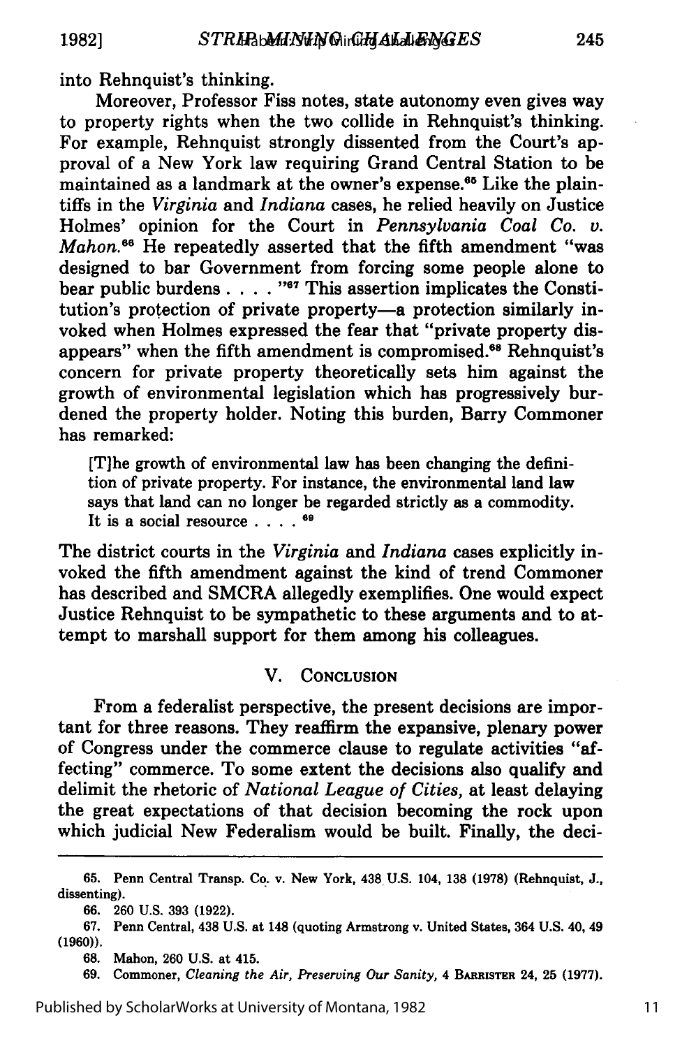into Rehnquist's thinking.

Moreover, Professor Fiss notes, state autonomy even gives way to property rights when the two collide in Rehnquist's thinking. For example, Rehnquist strongly dissented from the Court's approval of a New York law requiring Grand Central Station to be maintained as a landmark at the owner's expense.[65] Like the plaintiffs in the *Virginia* and *Indiana* cases, he relied heavily on Justice Holmes' opinion for the Court in *Pennsylvania Coal Co. v. Mahon*.[66] He repeatedly asserted that the fifth amendment "was designed to bar Government from forcing some people alone to bear public burdens . . . ."[67] This assertion implicates the Constitution's protection of private property—a protection similarly invoked when Holmes expressed the fear that "private property disappears" when the fifth amendment is compromised.[68] Rehnquist's concern for private property theoretically sets him against the growth of environmental legislation which has progressively burdened the property holder. Noting this burden, Barry Commoner has remarked:

> [T]he growth of environmental law has been changing the definition of private property. For instance, the environmental land law says that land can no longer be regarded strictly as a commodity. It is a social resource . . . .[69]

The district courts in the *Virginia* and *Indiana* cases explicitly invoked the fifth amendment against the kind of trend Commoner has described and SMCRA allegedly exemplifies. One would expect Justice Rehnquist to be sympathetic to these arguments and to attempt to marshall support for them among his colleagues.

## V. Conclusion

From a federalist perspective, the present decisions are important for three reasons. They reaffirm the expansive, plenary power of Congress under the commerce clause to regulate activities "affecting" commerce. To some extent the decisions also qualify and delimit the rhetoric of *National League of Cities*, at least delaying the great expectations of that decision becoming the rock upon which judicial New Federalism would be built. Finally, the deci-

---

65. Penn Central Transp. Co. v. New York, 438 U.S. 104, 138 (1978) (Rehnquist, J., dissenting).

66. 260 U.S. 393 (1922).

67. Penn Central, 438 U.S. at 148 (quoting Armstrong v. United States, 364 U.S. 40, 49 (1960)).

68. Mahon, 260 U.S. at 415.

69. Commoner, *Cleaning the Air, Preserving Our Sanity*, 4 BARRISTER 24, 25 (1977).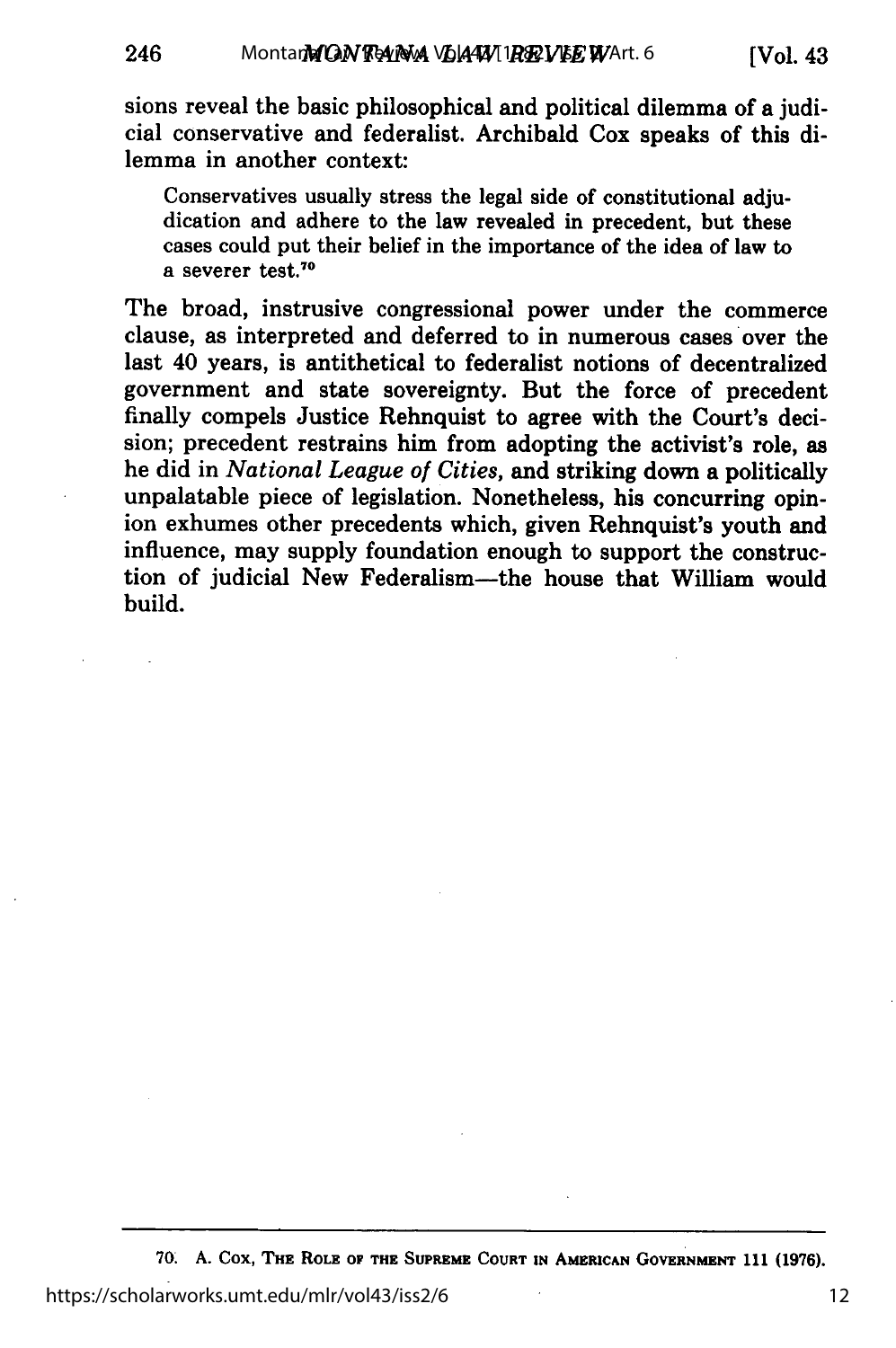sions reveal the basic philosophical and political dilemma of a judicial conservative and federalist. Archibald Cox speaks of this dilemma in another context:

> Conservatives usually stress the legal side of constitutional adjudication and adhere to the law revealed in precedent, but these cases could put their belief in the importance of the idea of law to a severer test.[70]

The broad, instrusive congressional power under the commerce clause, as interpreted and deferred to in numerous cases over the last 40 years, is antithetical to federalist notions of decentralized government and state sovereignty. But the force of precedent finally compels Justice Rehnquist to agree with the Court's decision; precedent restrains him from adopting the activist's role, as he did in *National League of Cities*, and striking down a politically unpalatable piece of legislation. Nonetheless, his concurring opinion exhumes other precedents which, given Rehnquist's youth and influence, may supply foundation enough to support the construction of judicial New Federalism—the house that William would build.

---

70. A. Cox, The Role of the Supreme Court in American Government 111 (1976).